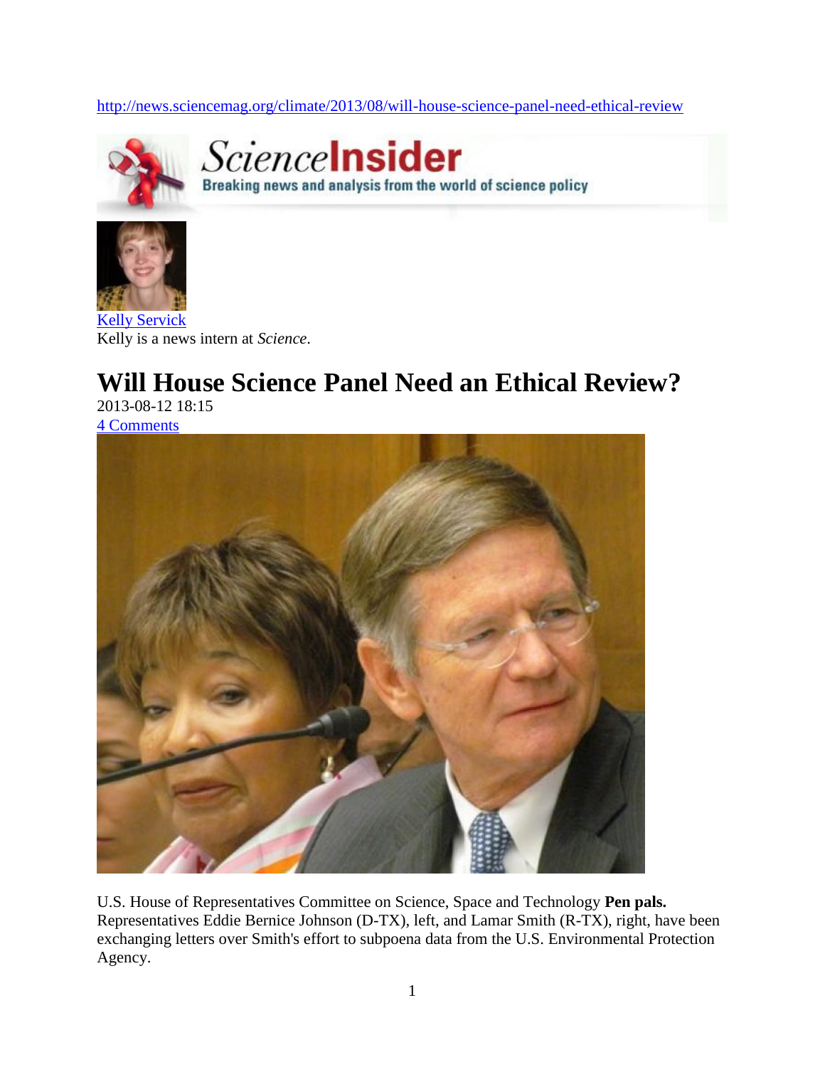http://news.sciencemag.org/climate/2013/08/will-house-science-panel-need-ethical-review

ScienceInsider
Breaking news and analysis from the world of science policy

Kelly Servick
Kelly is a news intern at *Science*.

# Will House Science Panel Need an Ethical Review?

2013-08-12 18:15
4 Comments

U.S. House of Representatives Committee on Science, Space and Technology **Pen pals.** Representatives Eddie Bernice Johnson (D-TX), left, and Lamar Smith (R-TX), right, have been exchanging letters over Smith's effort to subpoena data from the U.S. Environmental Protection Agency.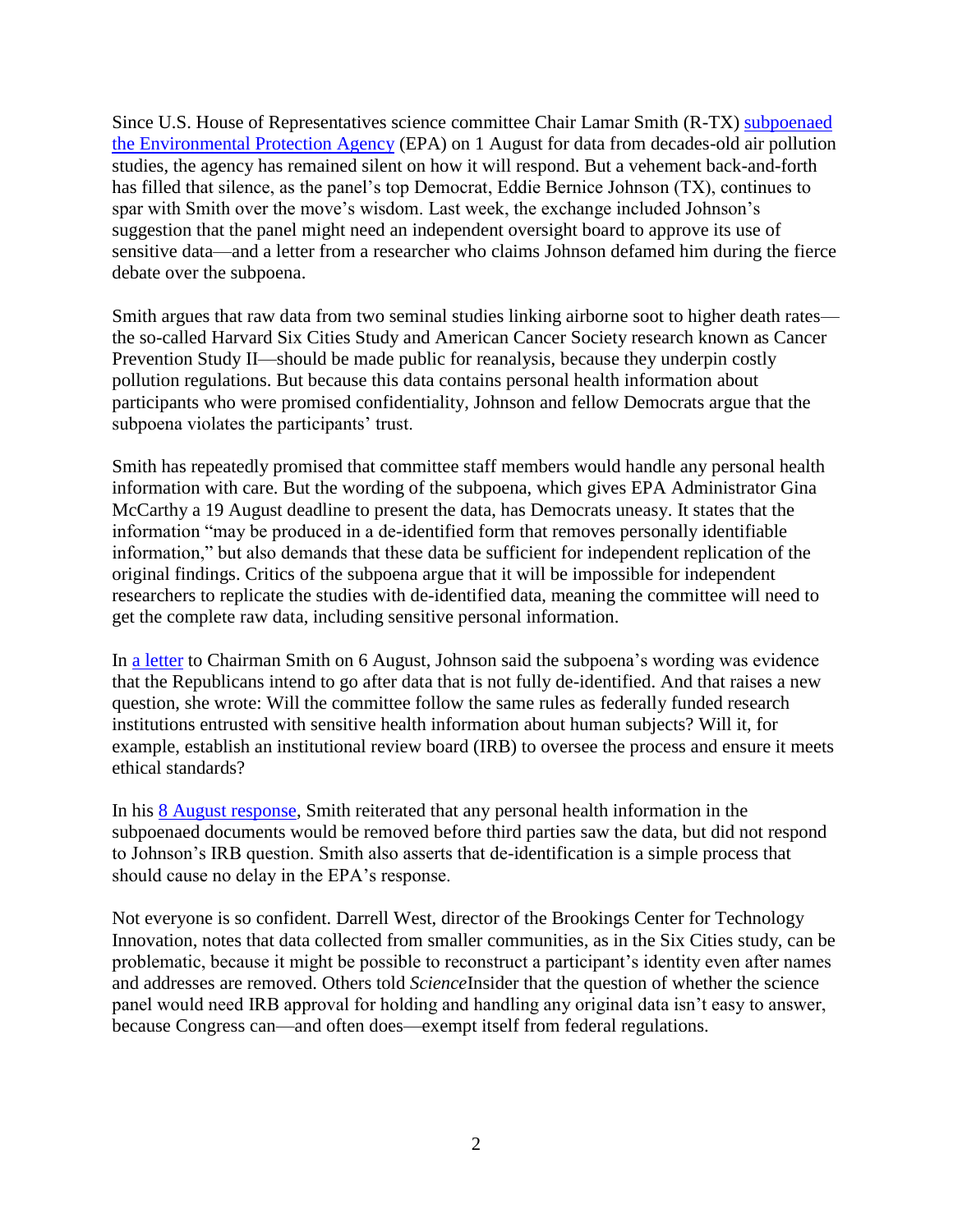Since U.S. House of Representatives science committee Chair Lamar Smith (R-TX) subpoenaed the Environmental Protection Agency (EPA) on 1 August for data from decades-old air pollution studies, the agency has remained silent on how it will respond. But a vehement back-and-forth has filled that silence, as the panel's top Democrat, Eddie Bernice Johnson (TX), continues to spar with Smith over the move's wisdom. Last week, the exchange included Johnson's suggestion that the panel might need an independent oversight board to approve its use of sensitive data—and a letter from a researcher who claims Johnson defamed him during the fierce debate over the subpoena.

Smith argues that raw data from two seminal studies linking airborne soot to higher death rates—the so-called Harvard Six Cities Study and American Cancer Society research known as Cancer Prevention Study II—should be made public for reanalysis, because they underpin costly pollution regulations. But because this data contains personal health information about participants who were promised confidentiality, Johnson and fellow Democrats argue that the subpoena violates the participants' trust.

Smith has repeatedly promised that committee staff members would handle any personal health information with care. But the wording of the subpoena, which gives EPA Administrator Gina McCarthy a 19 August deadline to present the data, has Democrats uneasy. It states that the information "may be produced in a de-identified form that removes personally identifiable information," but also demands that these data be sufficient for independent replication of the original findings. Critics of the subpoena argue that it will be impossible for independent researchers to replicate the studies with de-identified data, meaning the committee will need to get the complete raw data, including sensitive personal information.

In a letter to Chairman Smith on 6 August, Johnson said the subpoena's wording was evidence that the Republicans intend to go after data that is not fully de-identified. And that raises a new question, she wrote: Will the committee follow the same rules as federally funded research institutions entrusted with sensitive health information about human subjects? Will it, for example, establish an institutional review board (IRB) to oversee the process and ensure it meets ethical standards?

In his 8 August response, Smith reiterated that any personal health information in the subpoenaed documents would be removed before third parties saw the data, but did not respond to Johnson's IRB question. Smith also asserts that de-identification is a simple process that should cause no delay in the EPA's response.

Not everyone is so confident. Darrell West, director of the Brookings Center for Technology Innovation, notes that data collected from smaller communities, as in the Six Cities study, can be problematic, because it might be possible to reconstruct a participant's identity even after names and addresses are removed. Others told *Science*Insider that the question of whether the science panel would need IRB approval for holding and handling any original data isn't easy to answer, because Congress can—and often does—exempt itself from federal regulations.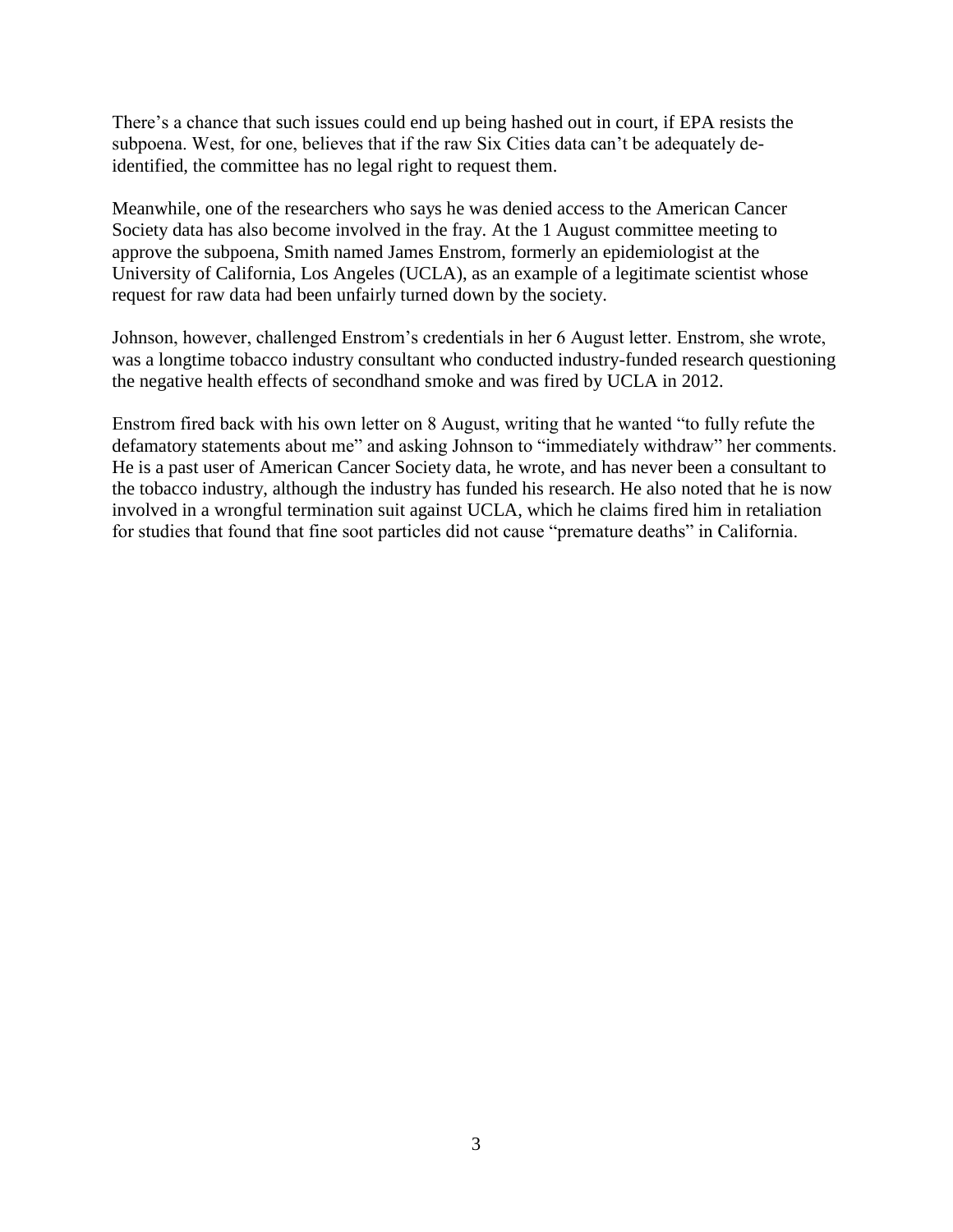There's a chance that such issues could end up being hashed out in court, if EPA resists the subpoena. West, for one, believes that if the raw Six Cities data can't be adequately de-identified, the committee has no legal right to request them.

Meanwhile, one of the researchers who says he was denied access to the American Cancer Society data has also become involved in the fray. At the 1 August committee meeting to approve the subpoena, Smith named James Enstrom, formerly an epidemiologist at the University of California, Los Angeles (UCLA), as an example of a legitimate scientist whose request for raw data had been unfairly turned down by the society.

Johnson, however, challenged Enstrom's credentials in her 6 August letter. Enstrom, she wrote, was a longtime tobacco industry consultant who conducted industry-funded research questioning the negative health effects of secondhand smoke and was fired by UCLA in 2012.

Enstrom fired back with his own letter on 8 August, writing that he wanted "to fully refute the defamatory statements about me" and asking Johnson to "immediately withdraw" her comments. He is a past user of American Cancer Society data, he wrote, and has never been a consultant to the tobacco industry, although the industry has funded his research. He also noted that he is now involved in a wrongful termination suit against UCLA, which he claims fired him in retaliation for studies that found that fine soot particles did not cause "premature deaths" in California.